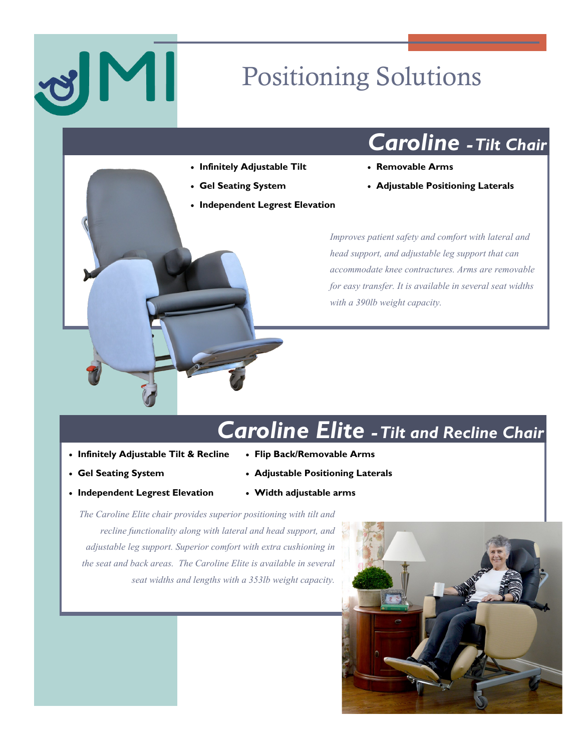JMI

# Positioning Solutions

## Caroline - Tilt Chair

- **Infinitely Adjustable Tilt**
- **Gel Seating System**
- **Independent Legrest Elevation**
- **Removable Arms**
- **Adjustable Positioning Laterals**

*Improves patient safety and comfort with lateral and head support, and adjustable leg support that can accommodate knee contractures. Arms are removable for easy transfer. It is available in several seat widths with a 390lb weight capacity.*

## Caroline Elite - Tilt and Recline Chair

- **Infinitely Adjustable Tilt & Recline**
- **Gel Seating System**
- **Independent Legrest Elevation**
- **Flip Back/Removable Arms**
- **Adjustable Positioning Laterals**
- **Width adjustable arms**

*The Caroline Elite chair provides superior positioning with tilt and recline functionality along with lateral and head support, and adjustable leg support. Superior comfort with extra cushioning in the seat and back areas. The Caroline Elite is available in several seat widths and lengths with a 353lb weight capacity.*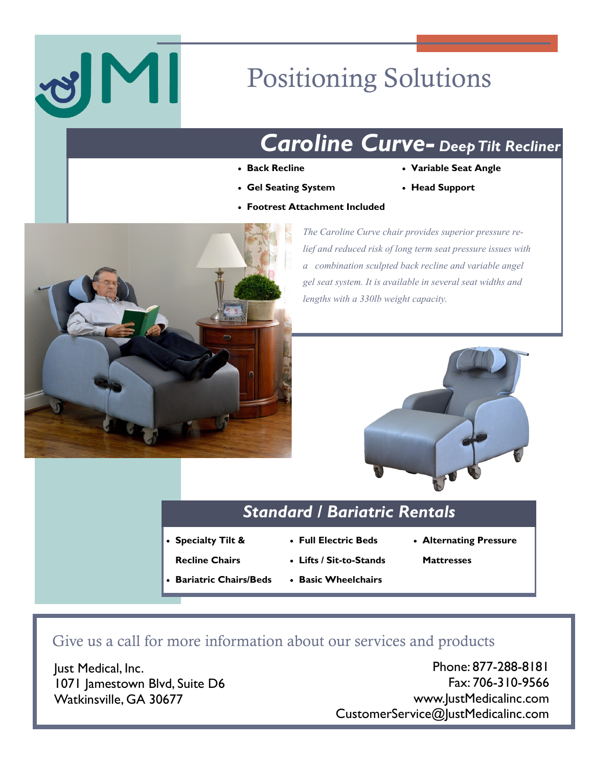# Positioning Solutions

## *Caroline Curve- Deep Tilt Recliner*

- **Back Recline**
- **Variable Seat Angle**
- **Gel Seating System**
- **Head Support**
- **Footrest Attachment Included**

*The Caroline Curve chair provides superior pressure relief and reduced risk of long term seat pressure issues with a combination sculpted back recline and variable angel gel seat system. It is available in several seat widths and lengths with a 330lb weight capacity.*

## *Standard / Bariatric Rentals*

- **Specialty Tilt & Recline Chairs**
- **Bariatric Chairs/Beds**
- **Full Electric Beds**
- **Lifts / Sit-to-Stands**
- **Basic Wheelchairs**
- **Alternating Pressure Mattresses**

Give us a call for more information about our services and products

Just Medical, Inc.
1071 Jamestown Blvd, Suite D6
Watkinsville, GA 30677

Phone: 877-288-8181
Fax: 706-310-9566
www.JustMedicalinc.com
CustomerService@JustMedicalinc.com